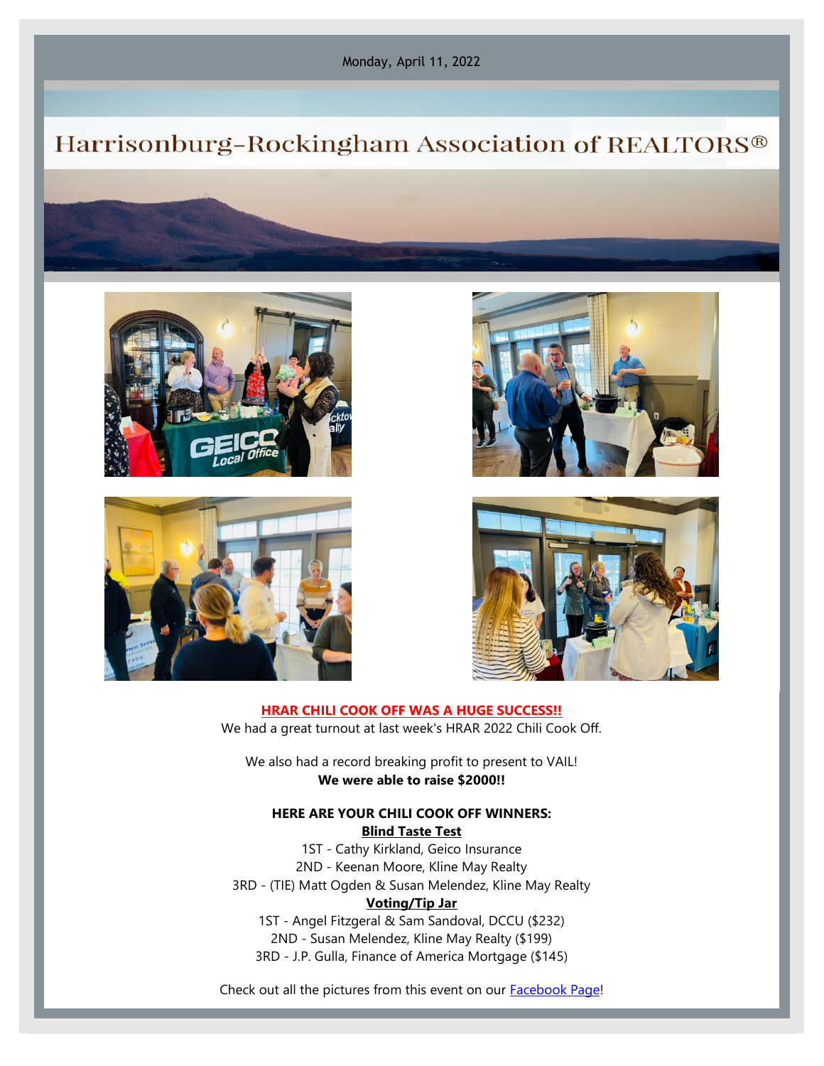Monday, April 11, 2022

# Harrisonburg-Rockingham Association of REALTORS®

**HRAR CHILI COOK OFF WAS A HUGE SUCCESS!!**

We had a great turnout at last week's HRAR 2022 Chili Cook Off.

We also had a record breaking profit to present to VAIL!

**We were able to raise $2000!!**

**HERE ARE YOUR CHILI COOK OFF WINNERS:**

**Blind Taste Test**

1ST - Cathy Kirkland, Geico Insurance
2ND - Keenan Moore, Kline May Realty
3RD - (TIE) Matt Ogden & Susan Melendez, Kline May Realty

**Voting/Tip Jar**

1ST - Angel Fitzgeral & Sam Sandoval, DCCU ($232)
2ND - Susan Melendez, Kline May Realty ($199)
3RD - J.P. Gulla, Finance of America Mortgage ($145)

Check out all the pictures from this event on our Facebook Page!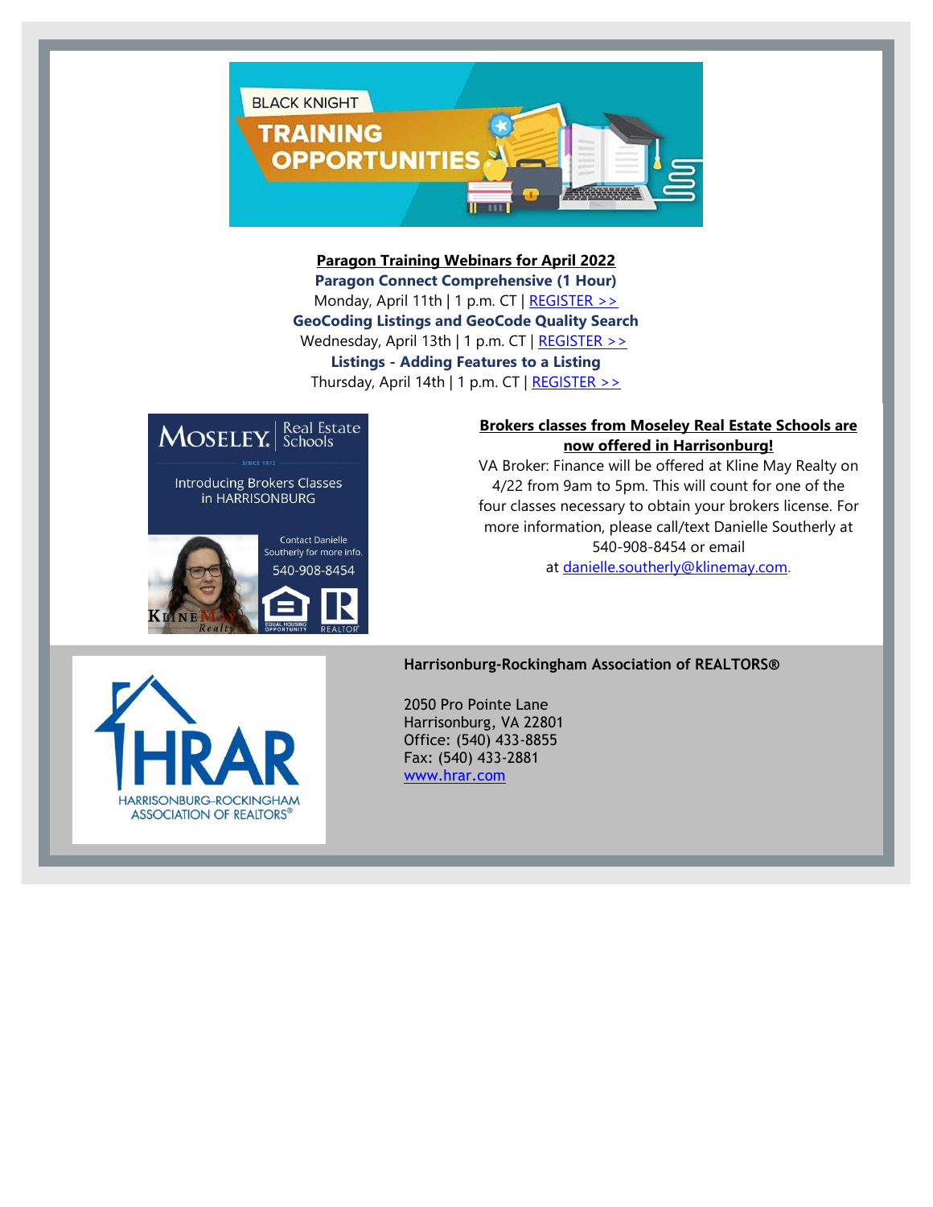**Paragon Training Webinars for April 2022**

**Paragon Connect Comprehensive (1 Hour)**
Monday, April 11th | 1 p.m. CT | REGISTER >>

**GeoCoding Listings and GeoCode Quality Search**
Wednesday, April 13th | 1 p.m. CT | REGISTER >>

**Listings - Adding Features to a Listing**
Thursday, April 14th | 1 p.m. CT | REGISTER >>

**Brokers classes from Moseley Real Estate Schools are now offered in Harrisonburg!**

VA Broker: Finance will be offered at Kline May Realty on 4/22 from 9am to 5pm. This will count for one of the four classes necessary to obtain your brokers license. For more information, please call/text Danielle Southerly at 540-908-8454 or email at danielle.southerly@klinemay.com.

**Harrisonburg-Rockingham Association of REALTORS®**

2050 Pro Pointe Lane
Harrisonburg, VA 22801
Office: (540) 433-8855
Fax: (540) 433-2881
www.hrar.com